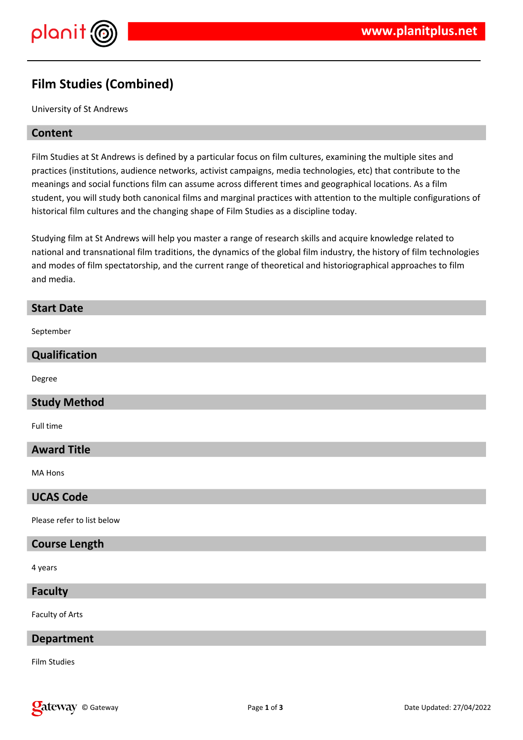# Film Studies (Combined)

University of St Andrews

## Content

Film Studies at St Andrews is defined by a particular focus on film cultures, examining the multiple sites and practices (institutions, audience networks, activist campaigns, media technologies, etc) that contribute to the meanings and social functions film can assume across different times and geographical locations. As a film student, you will study both canonical films and marginal practices with attention to the multiple configurations of historical film cultures and the changing shape of Film Studies as a discipline today.

Studying film at St Andrews will help you master a range of research skills and acquire knowledge related to national and transnational film traditions, the dynamics of the global film industry, the history of film technologies and modes of film spectatorship, and the current range of theoretical and historiographical approaches to film and media.

## Start Date

September

## Qualification

Degree

## Study Method

Full time

## Award Title

MA Hons

## UCAS Code

Please refer to list below

## Course Length

4 years

## Faculty

Faculty of Arts

## Department

Film Studies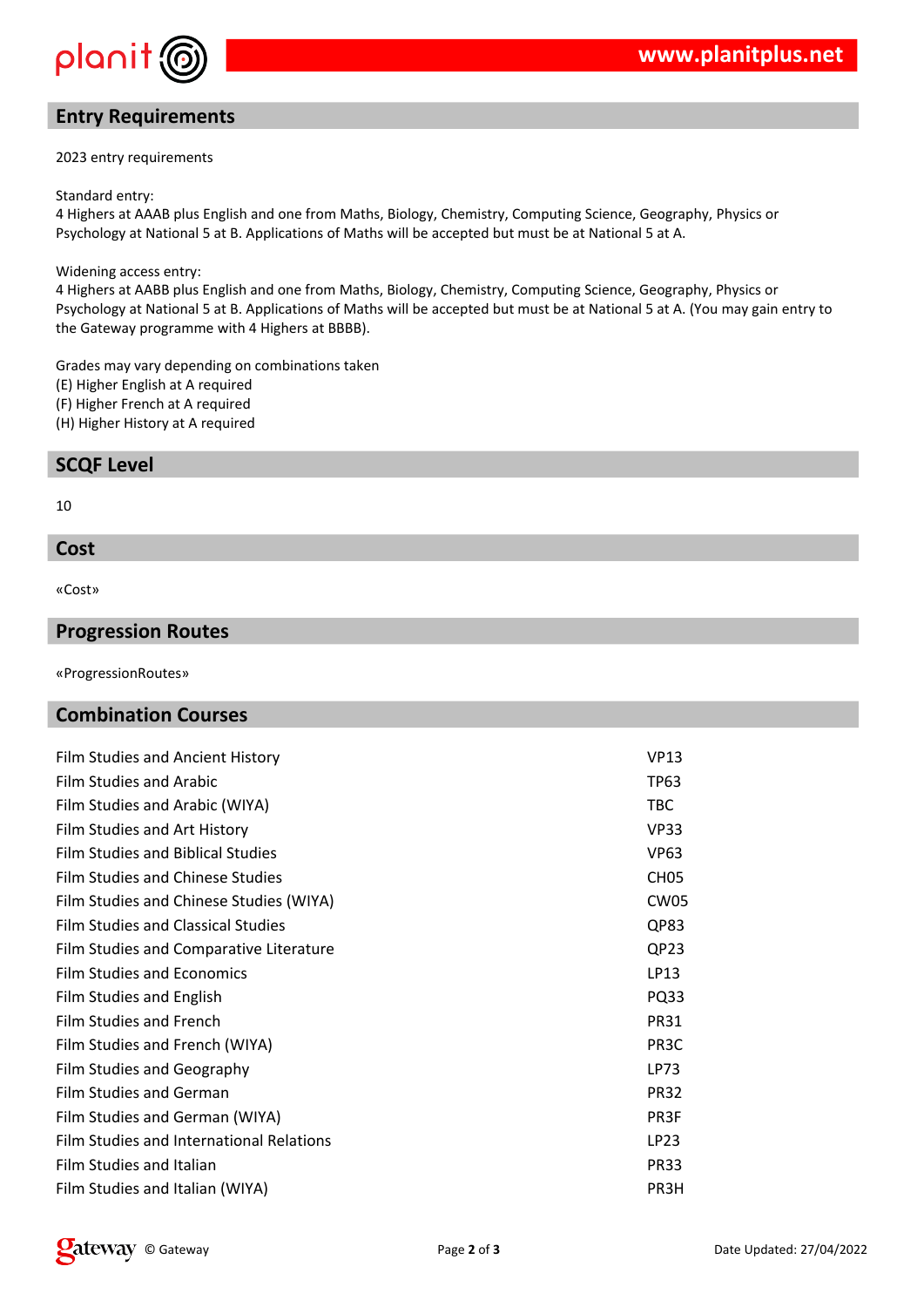## Entry Requirements

2023 entry requirements

Standard entry:
4 Highers at AAAB plus English and one from Maths, Biology, Chemistry, Computing Science, Geography, Physics or Psychology at National 5 at B. Applications of Maths will be accepted but must be at National 5 at A.

Widening access entry:
4 Highers at AABB plus English and one from Maths, Biology, Chemistry, Computing Science, Geography, Physics or Psychology at National 5 at B. Applications of Maths will be accepted but must be at National 5 at A. (You may gain entry to the Gateway programme with 4 Highers at BBBB).

Grades may vary depending on combinations taken
(E) Higher English at A required
(F) Higher French at A required
(H) Higher History at A required

## SCQF Level

10

## Cost

«Cost»

## Progression Routes

«ProgressionRoutes»

## Combination Courses

| | |
|---|---|
| Film Studies and Ancient History | VP13 |
| Film Studies and Arabic | TP63 |
| Film Studies and Arabic (WIYA) | TBC |
| Film Studies and Art History | VP33 |
| Film Studies and Biblical Studies | VP63 |
| Film Studies and Chinese Studies | CH05 |
| Film Studies and Chinese Studies (WIYA) | CW05 |
| Film Studies and Classical Studies | QP83 |
| Film Studies and Comparative Literature | QP23 |
| Film Studies and Economics | LP13 |
| Film Studies and English | PQ33 |
| Film Studies and French | PR31 |
| Film Studies and French (WIYA) | PR3C |
| Film Studies and Geography | LP73 |
| Film Studies and German | PR32 |
| Film Studies and German (WIYA) | PR3F |
| Film Studies and International Relations | LP23 |
| Film Studies and Italian | PR33 |
| Film Studies and Italian (WIYA) | PR3H |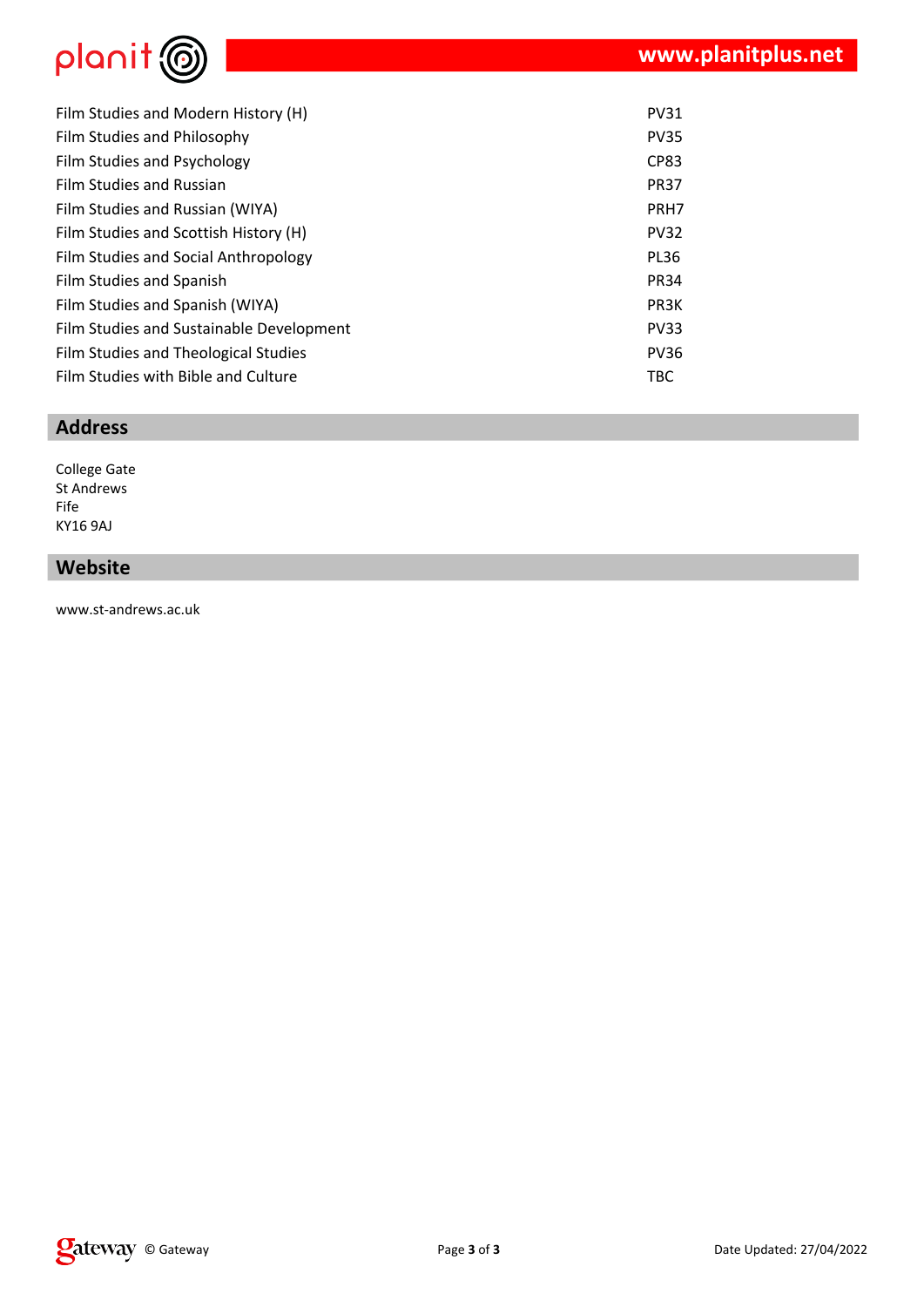| | |
|---|---|
| Film Studies and Modern History (H) | PV31 |
| Film Studies and Philosophy | PV35 |
| Film Studies and Psychology | CP83 |
| Film Studies and Russian | PR37 |
| Film Studies and Russian (WIYA) | PRH7 |
| Film Studies and Scottish History (H) | PV32 |
| Film Studies and Social Anthropology | PL36 |
| Film Studies and Spanish | PR34 |
| Film Studies and Spanish (WIYA) | PR3K |
| Film Studies and Sustainable Development | PV33 |
| Film Studies and Theological Studies | PV36 |
| Film Studies with Bible and Culture | TBC |

## Address

College Gate
St Andrews
Fife
KY16 9AJ

## Website

www.st-andrews.ac.uk

Date Updated: 27/04/2022